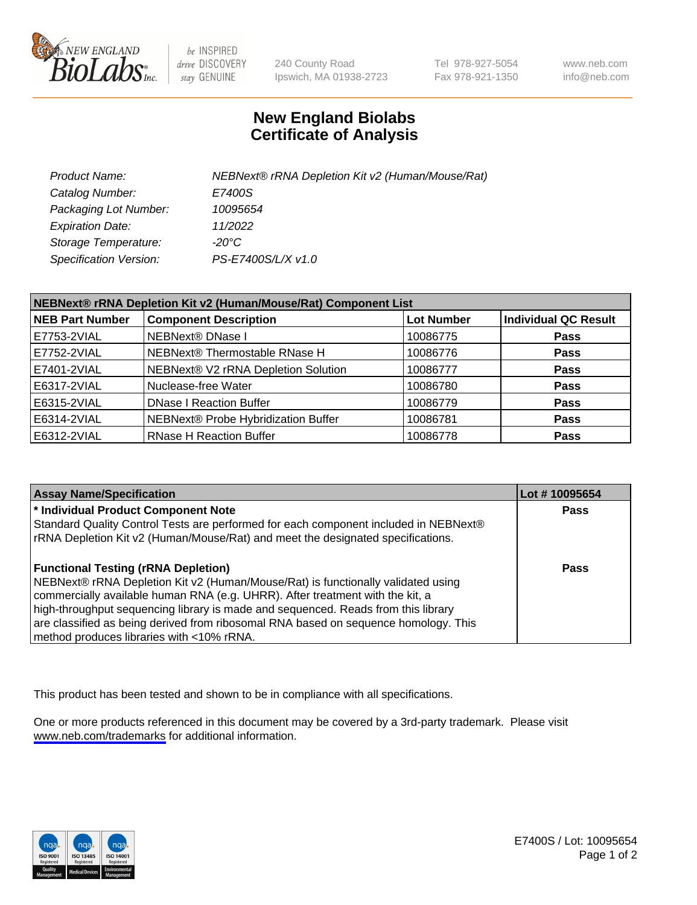# New England Biolabs
# Certificate of Analysis

| | |
|---|---|
| *Product Name:* | *NEBNext® rRNA Depletion Kit v2 (Human/Mouse/Rat)* |
| *Catalog Number:* | *E7400S* |
| *Packaging Lot Number:* | *10095654* |
| *Expiration Date:* | *11/2022* |
| *Storage Temperature:* | *-20°C* |
| *Specification Version:* | *PS-E7400S/L/X v1.0* |

| NEBNext® rRNA Depletion Kit v2 (Human/Mouse/Rat) Component List | | | |
|---|---|---|---|
| **NEB Part Number** | **Component Description** | **Lot Number** | **Individual QC Result** |
| E7753-2VIAL | NEBNext® DNase I | 10086775 | **Pass** |
| E7752-2VIAL | NEBNext® Thermostable RNase H | 10086776 | **Pass** |
| E7401-2VIAL | NEBNext® V2 rRNA Depletion Solution | 10086777 | **Pass** |
| E6317-2VIAL | Nuclease-free Water | 10086780 | **Pass** |
| E6315-2VIAL | DNase I Reaction Buffer | 10086779 | **Pass** |
| E6314-2VIAL | NEBNext® Probe Hybridization Buffer | 10086781 | **Pass** |
| E6312-2VIAL | RNase H Reaction Buffer | 10086778 | **Pass** |

| Assay Name/Specification | Lot # 10095654 |
|---|---|
| **\* Individual Product Component Note**<br>Standard Quality Control Tests are performed for each component included in NEBNext® rRNA Depletion Kit v2 (Human/Mouse/Rat) and meet the designated specifications. | **Pass** |
| **Functional Testing (rRNA Depletion)**<br>NEBNext® rRNA Depletion Kit v2 (Human/Mouse/Rat) is functionally validated using commercially available human RNA (e.g. UHRR). After treatment with the kit, a high-throughput sequencing library is made and sequenced. Reads from this library are classified as being derived from ribosomal RNA based on sequence homology. This method produces libraries with <10% rRNA. | **Pass** |

This product has been tested and shown to be in compliance with all specifications.

One or more products referenced in this document may be covered by a 3rd-party trademark. Please visit www.neb.com/trademarks for additional information.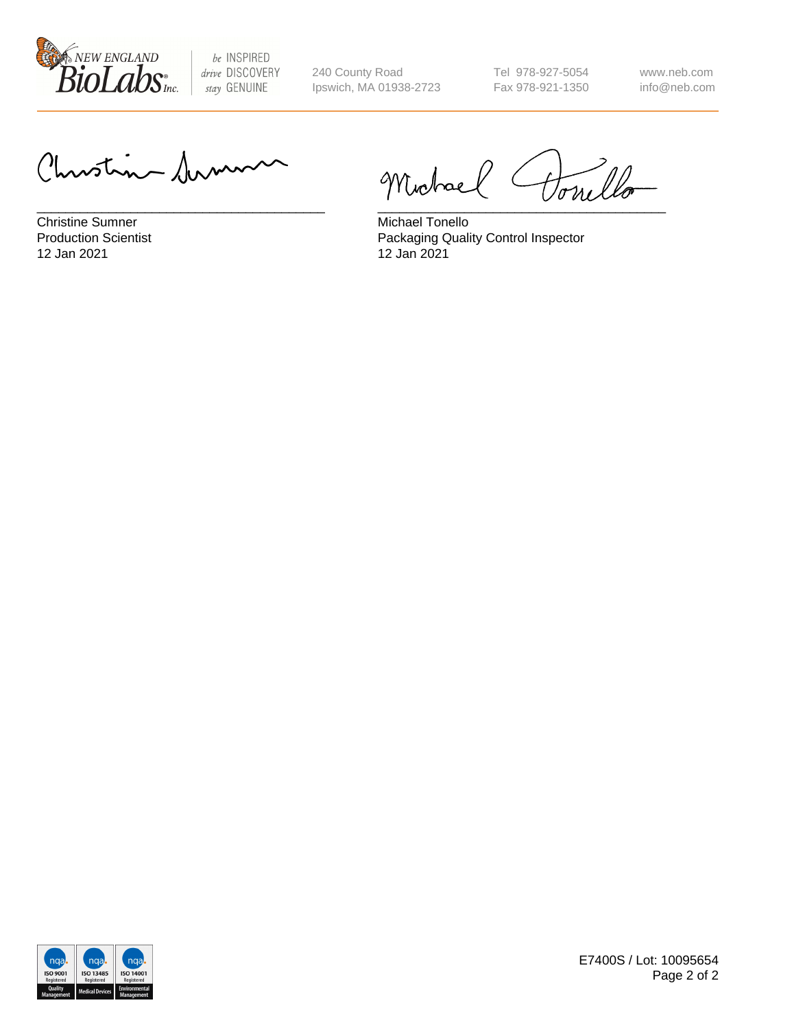Christine Sumner
Production Scientist
12 Jan 2021

Michael Tonello
Packaging Quality Control Inspector
12 Jan 2021

E7400S / Lot: 10095654